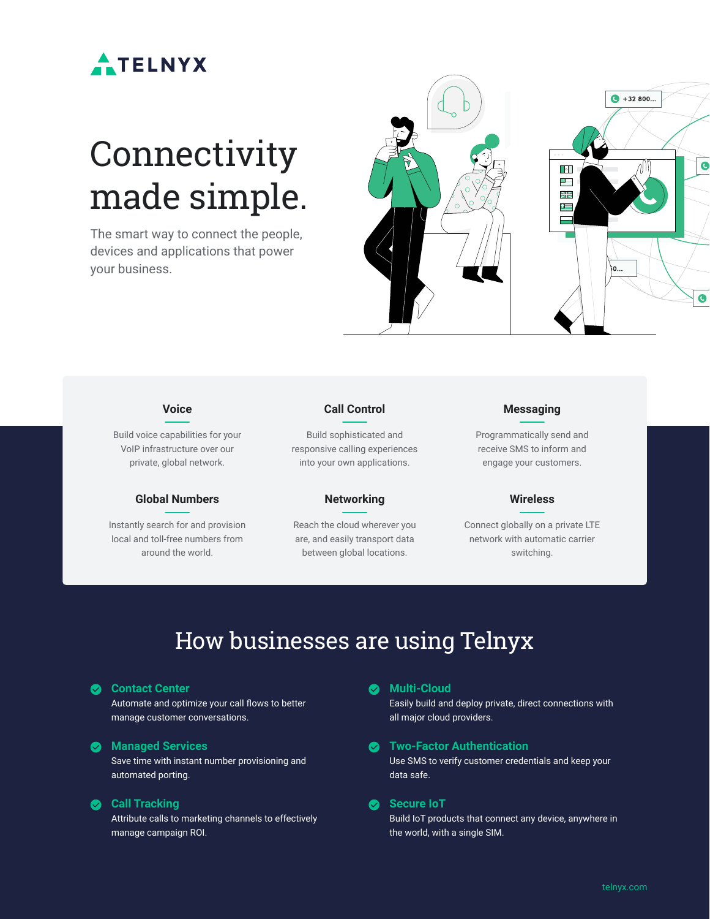# TELNYX

# Connectivity made simple.

The smart way to connect the people, devices and applications that power your business.

### Voice

Build voice capabilities for your VoIP infrastructure over our private, global network.

### Call Control

Build sophisticated and responsive calling experiences into your own applications.

### Messaging

Programmatically send and receive SMS to inform and engage your customers.

### Global Numbers

Instantly search for and provision local and toll-free numbers from around the world.

### Networking

Reach the cloud wherever you are, and easily transport data between global locations.

### Wireless

Connect globally on a private LTE network with automatic carrier switching.

## How businesses are using Telnyx

- **Contact Center**
  Automate and optimize your call flows to better manage customer conversations.
- **Managed Services**
  Save time with instant number provisioning and automated porting.
- **Call Tracking**
  Attribute calls to marketing channels to effectively manage campaign ROI.
- **Multi-Cloud**
  Easily build and deploy private, direct connections with all major cloud providers.
- **Two-Factor Authentication**
  Use SMS to verify customer credentials and keep your data safe.
- **Secure IoT**
  Build IoT products that connect any device, anywhere in the world, with a single SIM.

telnyx.com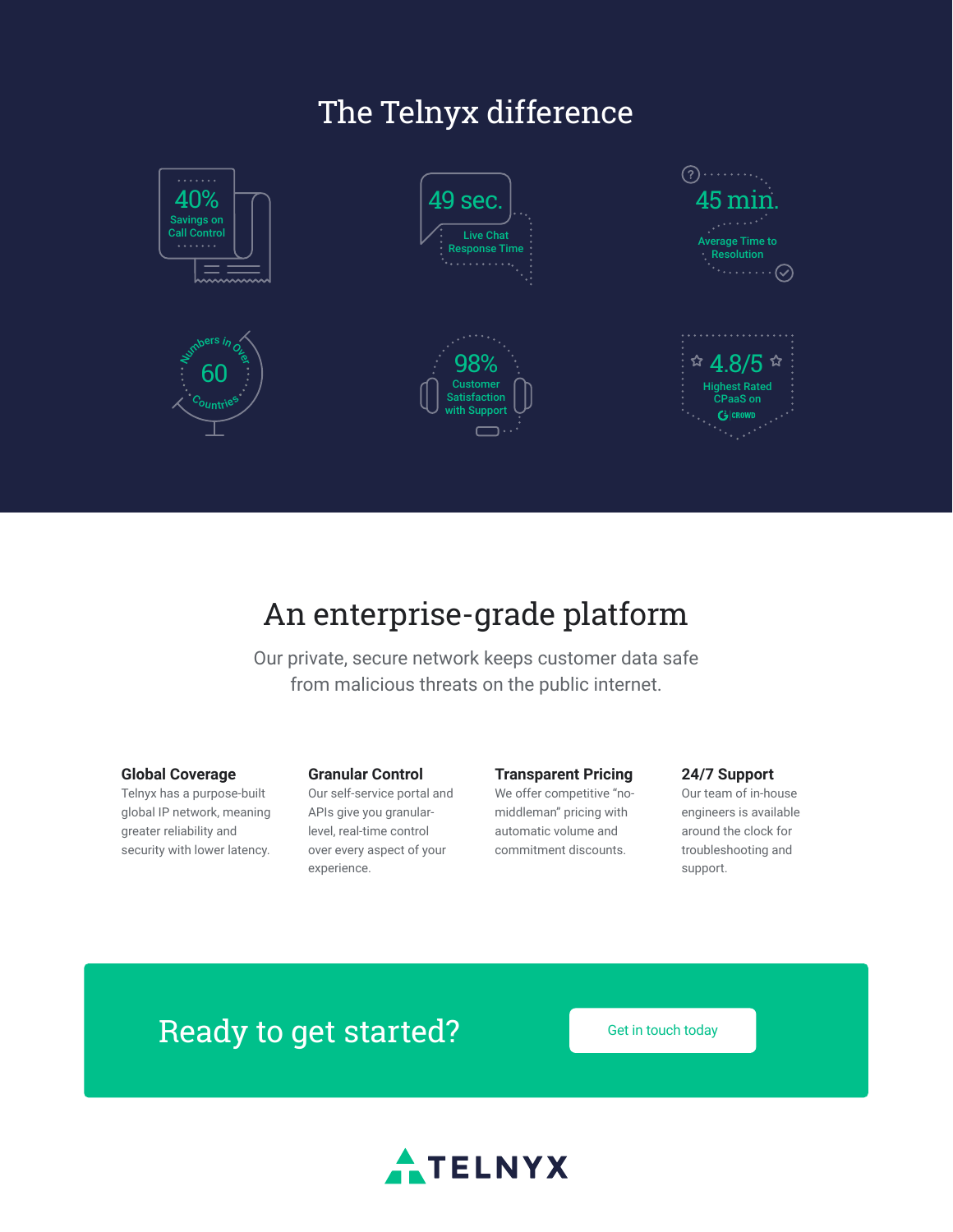# The Telnyx difference

40%
Savings on Call Control

49 sec.
Live Chat Response Time

45 min.
Average Time to Resolution

Numbers in Over
60
Countries

98%
Customer Satisfaction with Support

4.8/5
Highest Rated CPaaS on
G2 CROWD

# An enterprise-grade platform

Our private, secure network keeps customer data safe from malicious threats on the public internet.

**Global Coverage**
Telnyx has a purpose-built global IP network, meaning greater reliability and security with lower latency.

**Granular Control**
Our self-service portal and APIs give you granular-level, real-time control over every aspect of your experience.

**Transparent Pricing**
We offer competitive "no-middleman" pricing with automatic volume and commitment discounts.

**24/7 Support**
Our team of in-house engineers is available around the clock for troubleshooting and support.

## Ready to get started?

Get in touch today

TELNYX